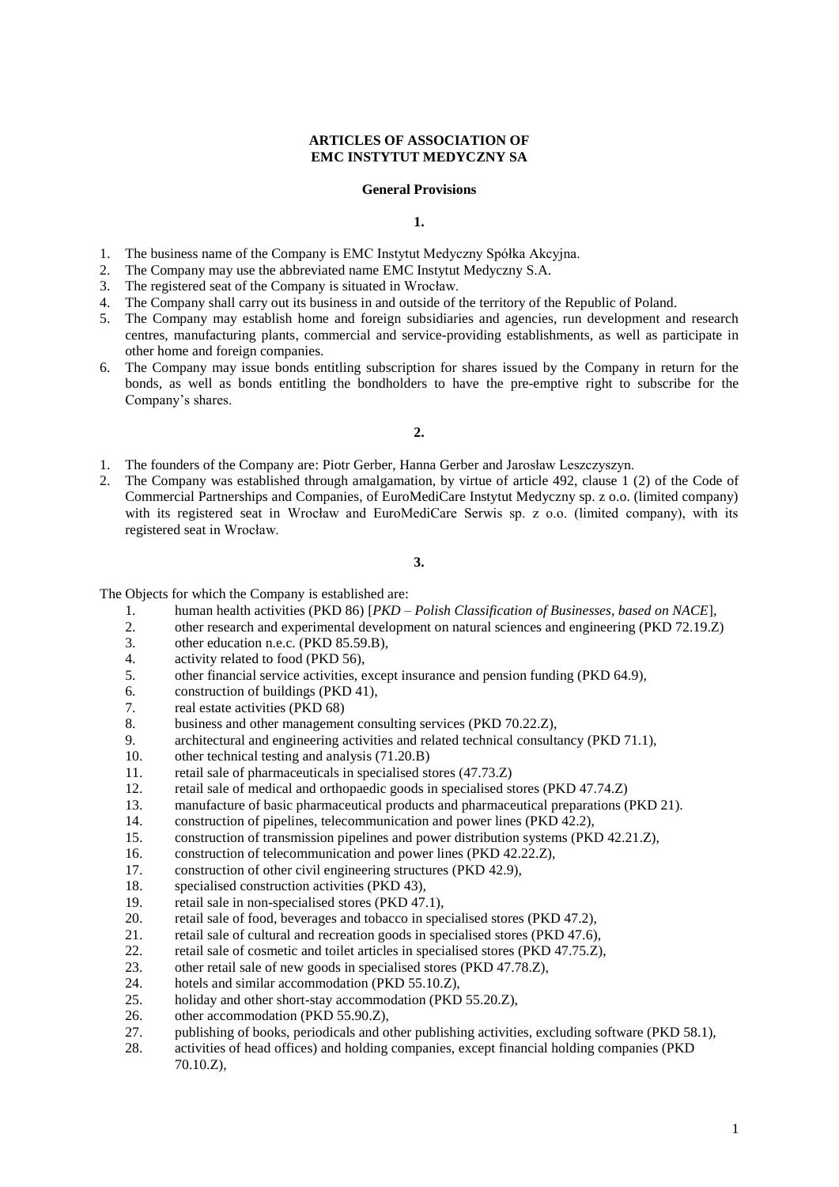# ARTICLES OF ASSOCIATION OF EMC INSTYTUT MEDYCZNY SA

## General Provisions

### 1.

1. The business name of the Company is EMC Instytut Medyczny Spółka Akcyjna.
2. The Company may use the abbreviated name EMC Instytut Medyczny S.A.
3. The registered seat of the Company is situated in Wrocław.
4. The Company shall carry out its business in and outside of the territory of the Republic of Poland.
5. The Company may establish home and foreign subsidiaries and agencies, run development and research centres, manufacturing plants, commercial and service-providing establishments, as well as participate in other home and foreign companies.
6. The Company may issue bonds entitling subscription for shares issued by the Company in return for the bonds, as well as bonds entitling the bondholders to have the pre-emptive right to subscribe for the Company's shares.

### 2.

1. The founders of the Company are: Piotr Gerber, Hanna Gerber and Jarosław Leszczyszyn.
2. The Company was established through amalgamation, by virtue of article 492, clause 1 (2) of the Code of Commercial Partnerships and Companies, of EuroMediCare Instytut Medyczny sp. z o.o. (limited company) with its registered seat in Wrocław and EuroMediCare Serwis sp. z o.o. (limited company), with its registered seat in Wrocław.

### 3.

The Objects for which the Company is established are:

1. human health activities (PKD 86) [*PKD – Polish Classification of Businesses, based on NACE*],
2. other research and experimental development on natural sciences and engineering (PKD 72.19.Z)
3. other education n.e.c. (PKD 85.59.B),
4. activity related to food (PKD 56),
5. other financial service activities, except insurance and pension funding (PKD 64.9),
6. construction of buildings (PKD 41),
7. real estate activities (PKD 68)
8. business and other management consulting services (PKD 70.22.Z),
9. architectural and engineering activities and related technical consultancy (PKD 71.1),
10. other technical testing and analysis (71.20.B)
11. retail sale of pharmaceuticals in specialised stores (47.73.Z)
12. retail sale of medical and orthopaedic goods in specialised stores (PKD 47.74.Z)
13. manufacture of basic pharmaceutical products and pharmaceutical preparations (PKD 21).
14. construction of pipelines, telecommunication and power lines (PKD 42.2),
15. construction of transmission pipelines and power distribution systems (PKD 42.21.Z),
16. construction of telecommunication and power lines (PKD 42.22.Z),
17. construction of other civil engineering structures (PKD 42.9),
18. specialised construction activities (PKD 43),
19. retail sale in non-specialised stores (PKD 47.1),
20. retail sale of food, beverages and tobacco in specialised stores (PKD 47.2),
21. retail sale of cultural and recreation goods in specialised stores (PKD 47.6),
22. retail sale of cosmetic and toilet articles in specialised stores (PKD 47.75.Z),
23. other retail sale of new goods in specialised stores (PKD 47.78.Z),
24. hotels and similar accommodation (PKD 55.10.Z),
25. holiday and other short-stay accommodation (PKD 55.20.Z),
26. other accommodation (PKD 55.90.Z),
27. publishing of books, periodicals and other publishing activities, excluding software (PKD 58.1),
28. activities of head offices) and holding companies, except financial holding companies (PKD 70.10.Z),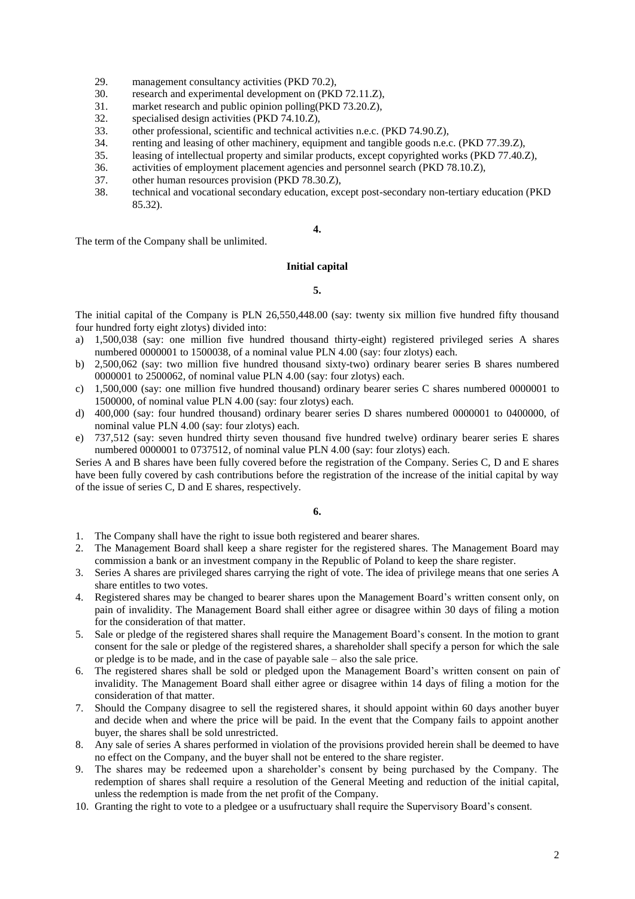29. management consultancy activities (PKD 70.2),
30. research and experimental development on (PKD 72.11.Z),
31. market research and public opinion polling(PKD 73.20.Z),
32. specialised design activities (PKD 74.10.Z),
33. other professional, scientific and technical activities n.e.c. (PKD 74.90.Z),
34. renting and leasing of other machinery, equipment and tangible goods n.e.c. (PKD 77.39.Z),
35. leasing of intellectual property and similar products, except copyrighted works (PKD 77.40.Z),
36. activities of employment placement agencies and personnel search (PKD 78.10.Z),
37. other human resources provision (PKD 78.30.Z),
38. technical and vocational secondary education, except post-secondary non-tertiary education (PKD 85.32).

**4.**

The term of the Company shall be unlimited.

**Initial capital**

**5.**

The initial capital of the Company is PLN 26,550,448.00 (say: twenty six million five hundred fifty thousand four hundred forty eight zlotys) divided into:

a) 1,500,038 (say: one million five hundred thousand thirty-eight) registered privileged series A shares numbered 0000001 to 1500038, of a nominal value PLN 4.00 (say: four zlotys) each.
b) 2,500,062 (say: two million five hundred thousand sixty-two) ordinary bearer series B shares numbered 0000001 to 2500062, of nominal value PLN 4.00 (say: four zlotys) each.
c) 1,500,000 (say: one million five hundred thousand) ordinary bearer series C shares numbered 0000001 to 1500000, of nominal value PLN 4.00 (say: four zlotys) each.
d) 400,000 (say: four hundred thousand) ordinary bearer series D shares numbered 0000001 to 0400000, of nominal value PLN 4.00 (say: four zlotys) each.
e) 737,512 (say: seven hundred thirty seven thousand five hundred twelve) ordinary bearer series E shares numbered 0000001 to 0737512, of nominal value PLN 4.00 (say: four zlotys) each.

Series A and B shares have been fully covered before the registration of the Company. Series C, D and E shares have been fully covered by cash contributions before the registration of the increase of the initial capital by way of the issue of series C, D and E shares, respectively.

**6.**

1. The Company shall have the right to issue both registered and bearer shares.
2. The Management Board shall keep a share register for the registered shares. The Management Board may commission a bank or an investment company in the Republic of Poland to keep the share register.
3. Series A shares are privileged shares carrying the right of vote. The idea of privilege means that one series A share entitles to two votes.
4. Registered shares may be changed to bearer shares upon the Management Board's written consent only, on pain of invalidity. The Management Board shall either agree or disagree within 30 days of filing a motion for the consideration of that matter.
5. Sale or pledge of the registered shares shall require the Management Board's consent. In the motion to grant consent for the sale or pledge of the registered shares, a shareholder shall specify a person for which the sale or pledge is to be made, and in the case of payable sale – also the sale price.
6. The registered shares shall be sold or pledged upon the Management Board's written consent on pain of invalidity. The Management Board shall either agree or disagree within 14 days of filing a motion for the consideration of that matter.
7. Should the Company disagree to sell the registered shares, it should appoint within 60 days another buyer and decide when and where the price will be paid. In the event that the Company fails to appoint another buyer, the shares shall be sold unrestricted.
8. Any sale of series A shares performed in violation of the provisions provided herein shall be deemed to have no effect on the Company, and the buyer shall not be entered to the share register.
9. The shares may be redeemed upon a shareholder's consent by being purchased by the Company. The redemption of shares shall require a resolution of the General Meeting and reduction of the initial capital, unless the redemption is made from the net profit of the Company.
10. Granting the right to vote to a pledgee or a usufructuary shall require the Supervisory Board's consent.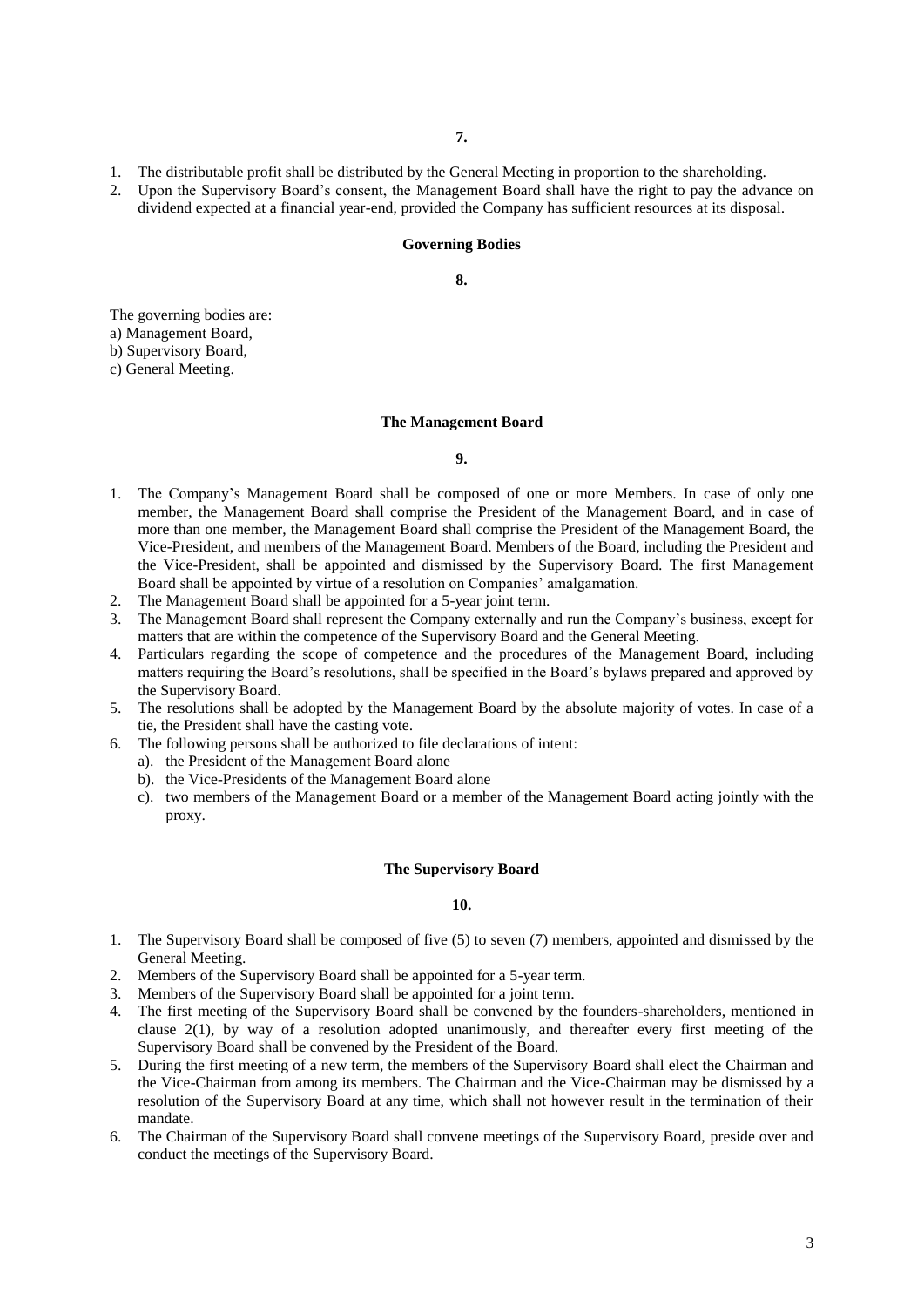**7.**

1. The distributable profit shall be distributed by the General Meeting in proportion to the shareholding.
2. Upon the Supervisory Board's consent, the Management Board shall have the right to pay the advance on dividend expected at a financial year-end, provided the Company has sufficient resources at its disposal.

## Governing Bodies

**8.**

The governing bodies are:
a) Management Board,
b) Supervisory Board,
c) General Meeting.

## The Management Board

**9.**

1. The Company's Management Board shall be composed of one or more Members. In case of only one member, the Management Board shall comprise the President of the Management Board, and in case of more than one member, the Management Board shall comprise the President of the Management Board, the Vice-President, and members of the Management Board. Members of the Board, including the President and the Vice-President, shall be appointed and dismissed by the Supervisory Board. The first Management Board shall be appointed by virtue of a resolution on Companies' amalgamation.
2. The Management Board shall be appointed for a 5-year joint term.
3. The Management Board shall represent the Company externally and run the Company's business, except for matters that are within the competence of the Supervisory Board and the General Meeting.
4. Particulars regarding the scope of competence and the procedures of the Management Board, including matters requiring the Board's resolutions, shall be specified in the Board's bylaws prepared and approved by the Supervisory Board.
5. The resolutions shall be adopted by the Management Board by the absolute majority of votes. In case of a tie, the President shall have the casting vote.
6. The following persons shall be authorized to file declarations of intent:
   a). the President of the Management Board alone
   b). the Vice-Presidents of the Management Board alone
   c). two members of the Management Board or a member of the Management Board acting jointly with the proxy.

## The Supervisory Board

**10.**

1. The Supervisory Board shall be composed of five (5) to seven (7) members, appointed and dismissed by the General Meeting.
2. Members of the Supervisory Board shall be appointed for a 5-year term.
3. Members of the Supervisory Board shall be appointed for a joint term.
4. The first meeting of the Supervisory Board shall be convened by the founders-shareholders, mentioned in clause 2(1), by way of a resolution adopted unanimously, and thereafter every first meeting of the Supervisory Board shall be convened by the President of the Board.
5. During the first meeting of a new term, the members of the Supervisory Board shall elect the Chairman and the Vice-Chairman from among its members. The Chairman and the Vice-Chairman may be dismissed by a resolution of the Supervisory Board at any time, which shall not however result in the termination of their mandate.
6. The Chairman of the Supervisory Board shall convene meetings of the Supervisory Board, preside over and conduct the meetings of the Supervisory Board.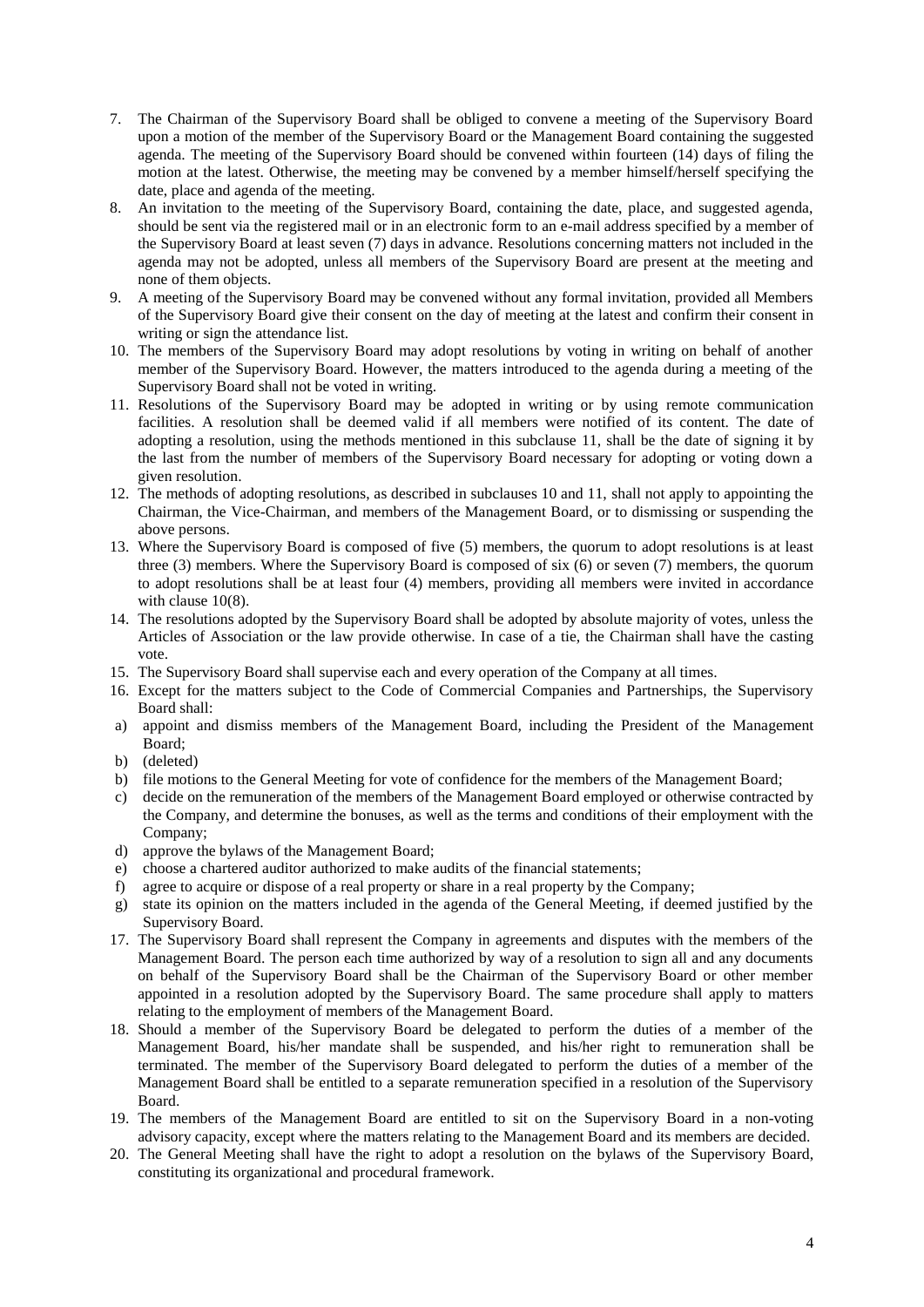7. The Chairman of the Supervisory Board shall be obliged to convene a meeting of the Supervisory Board upon a motion of the member of the Supervisory Board or the Management Board containing the suggested agenda. The meeting of the Supervisory Board should be convened within fourteen (14) days of filing the motion at the latest. Otherwise, the meeting may be convened by a member himself/herself specifying the date, place and agenda of the meeting.
8. An invitation to the meeting of the Supervisory Board, containing the date, place, and suggested agenda, should be sent via the registered mail or in an electronic form to an e-mail address specified by a member of the Supervisory Board at least seven (7) days in advance. Resolutions concerning matters not included in the agenda may not be adopted, unless all members of the Supervisory Board are present at the meeting and none of them objects.
9. A meeting of the Supervisory Board may be convened without any formal invitation, provided all Members of the Supervisory Board give their consent on the day of meeting at the latest and confirm their consent in writing or sign the attendance list.
10. The members of the Supervisory Board may adopt resolutions by voting in writing on behalf of another member of the Supervisory Board. However, the matters introduced to the agenda during a meeting of the Supervisory Board shall not be voted in writing.
11. Resolutions of the Supervisory Board may be adopted in writing or by using remote communication facilities. A resolution shall be deemed valid if all members were notified of its content. The date of adopting a resolution, using the methods mentioned in this subclause 11, shall be the date of signing it by the last from the number of members of the Supervisory Board necessary for adopting or voting down a given resolution.
12. The methods of adopting resolutions, as described in subclauses 10 and 11, shall not apply to appointing the Chairman, the Vice-Chairman, and members of the Management Board, or to dismissing or suspending the above persons.
13. Where the Supervisory Board is composed of five (5) members, the quorum to adopt resolutions is at least three (3) members. Where the Supervisory Board is composed of six (6) or seven (7) members, the quorum to adopt resolutions shall be at least four (4) members, providing all members were invited in accordance with clause 10(8).
14. The resolutions adopted by the Supervisory Board shall be adopted by absolute majority of votes, unless the Articles of Association or the law provide otherwise. In case of a tie, the Chairman shall have the casting vote.
15. The Supervisory Board shall supervise each and every operation of the Company at all times.
16. Except for the matters subject to the Code of Commercial Companies and Partnerships, the Supervisory Board shall:

a) appoint and dismiss members of the Management Board, including the President of the Management Board;
b) (deleted)
b) file motions to the General Meeting for vote of confidence for the members of the Management Board;
c) decide on the remuneration of the members of the Management Board employed or otherwise contracted by the Company, and determine the bonuses, as well as the terms and conditions of their employment with the Company;
d) approve the bylaws of the Management Board;
e) choose a chartered auditor authorized to make audits of the financial statements;
f) agree to acquire or dispose of a real property or share in a real property by the Company;
g) state its opinion on the matters included in the agenda of the General Meeting, if deemed justified by the Supervisory Board.

17. The Supervisory Board shall represent the Company in agreements and disputes with the members of the Management Board. The person each time authorized by way of a resolution to sign all and any documents on behalf of the Supervisory Board shall be the Chairman of the Supervisory Board or other member appointed in a resolution adopted by the Supervisory Board. The same procedure shall apply to matters relating to the employment of members of the Management Board.
18. Should a member of the Supervisory Board be delegated to perform the duties of a member of the Management Board, his/her mandate shall be suspended, and his/her right to remuneration shall be terminated. The member of the Supervisory Board delegated to perform the duties of a member of the Management Board shall be entitled to a separate remuneration specified in a resolution of the Supervisory Board.
19. The members of the Management Board are entitled to sit on the Supervisory Board in a non-voting advisory capacity, except where the matters relating to the Management Board and its members are decided.
20. The General Meeting shall have the right to adopt a resolution on the bylaws of the Supervisory Board, constituting its organizational and procedural framework.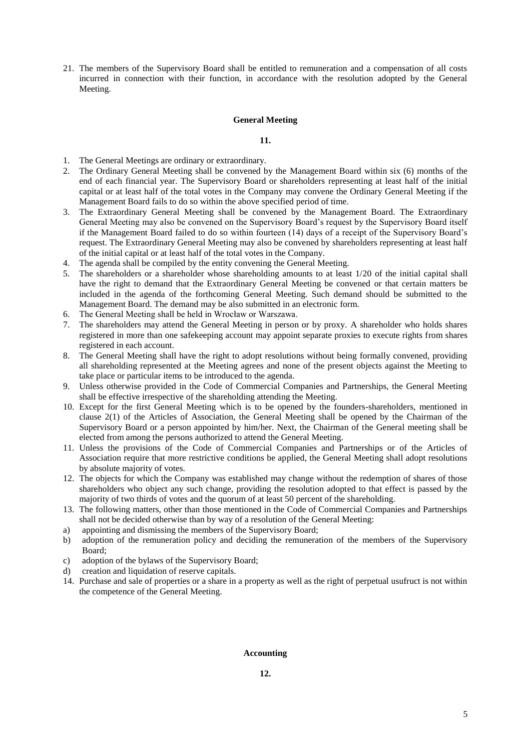21. The members of the Supervisory Board shall be entitled to remuneration and a compensation of all costs incurred in connection with their function, in accordance with the resolution adopted by the General Meeting.

## General Meeting

### 11.

1. The General Meetings are ordinary or extraordinary.
2. The Ordinary General Meeting shall be convened by the Management Board within six (6) months of the end of each financial year. The Supervisory Board or shareholders representing at least half of the initial capital or at least half of the total votes in the Company may convene the Ordinary General Meeting if the Management Board fails to do so within the above specified period of time.
3. The Extraordinary General Meeting shall be convened by the Management Board. The Extraordinary General Meeting may also be convened on the Supervisory Board's request by the Supervisory Board itself if the Management Board failed to do so within fourteen (14) days of a receipt of the Supervisory Board's request. The Extraordinary General Meeting may also be convened by shareholders representing at least half of the initial capital or at least half of the total votes in the Company.
4. The agenda shall be compiled by the entity convening the General Meeting.
5. The shareholders or a shareholder whose shareholding amounts to at least 1/20 of the initial capital shall have the right to demand that the Extraordinary General Meeting be convened or that certain matters be included in the agenda of the forthcoming General Meeting. Such demand should be submitted to the Management Board. The demand may be also submitted in an electronic form.
6. The General Meeting shall be held in Wrocław or Warszawa.
7. The shareholders may attend the General Meeting in person or by proxy. A shareholder who holds shares registered in more than one safekeeping account may appoint separate proxies to execute rights from shares registered in each account.
8. The General Meeting shall have the right to adopt resolutions without being formally convened, providing all shareholding represented at the Meeting agrees and none of the present objects against the Meeting to take place or particular items to be introduced to the agenda.
9. Unless otherwise provided in the Code of Commercial Companies and Partnerships, the General Meeting shall be effective irrespective of the shareholding attending the Meeting.
10. Except for the first General Meeting which is to be opened by the founders-shareholders, mentioned in clause 2(1) of the Articles of Association, the General Meeting shall be opened by the Chairman of the Supervisory Board or a person appointed by him/her. Next, the Chairman of the General meeting shall be elected from among the persons authorized to attend the General Meeting.
11. Unless the provisions of the Code of Commercial Companies and Partnerships or of the Articles of Association require that more restrictive conditions be applied, the General Meeting shall adopt resolutions by absolute majority of votes.
12. The objects for which the Company was established may change without the redemption of shares of those shareholders who object any such change, providing the resolution adopted to that effect is passed by the majority of two thirds of votes and the quorum of at least 50 percent of the shareholding.
13. The following matters, other than those mentioned in the Code of Commercial Companies and Partnerships shall not be decided otherwise than by way of a resolution of the General Meeting:
   a) appointing and dismissing the members of the Supervisory Board;
   b) adoption of the remuneration policy and deciding the remuneration of the members of the Supervisory Board;
   c) adoption of the bylaws of the Supervisory Board;
   d) creation and liquidation of reserve capitals.
14. Purchase and sale of properties or a share in a property as well as the right of perpetual usufruct is not within the competence of the General Meeting.

## Accounting

### 12.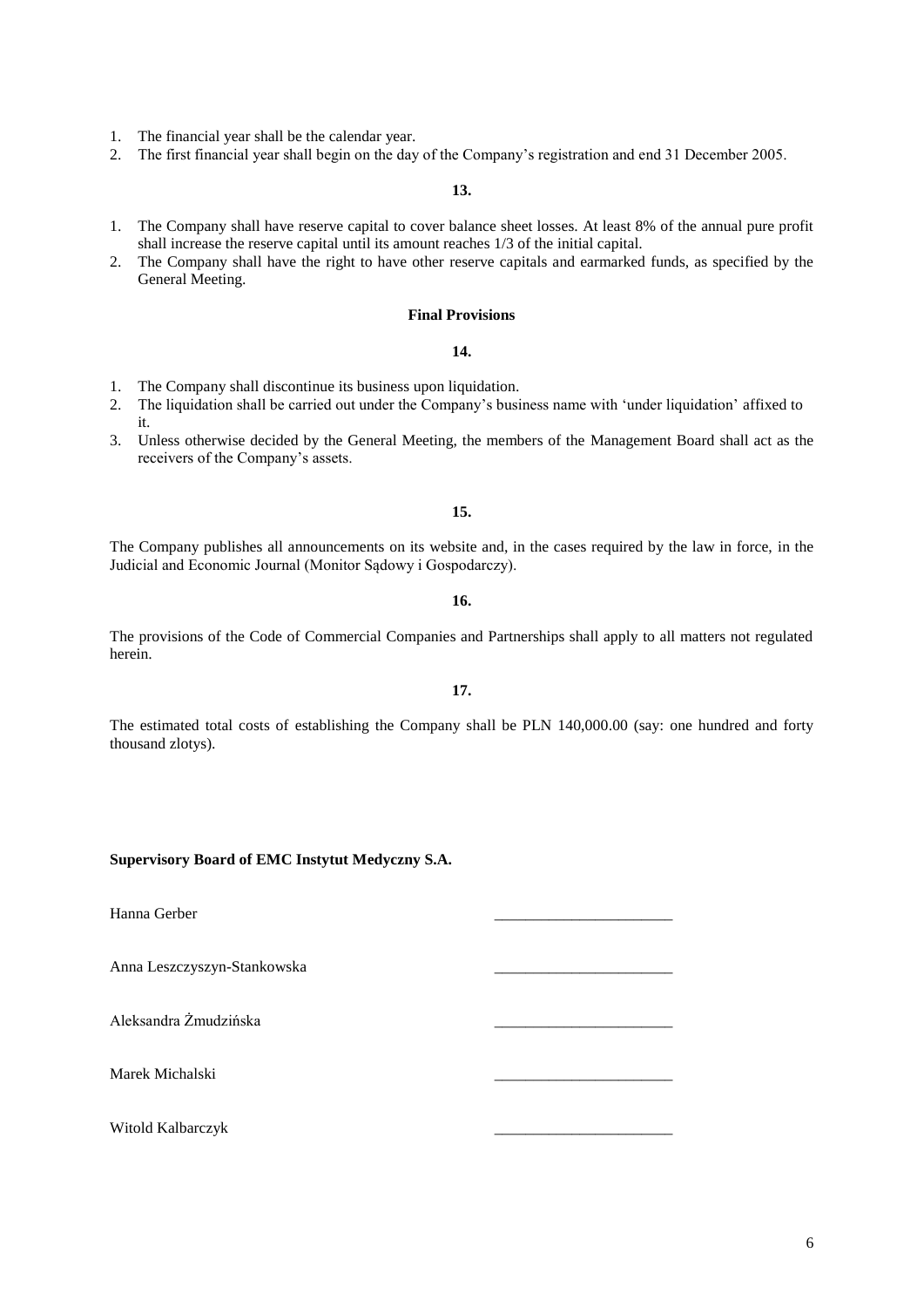1. The financial year shall be the calendar year.
2. The first financial year shall begin on the day of the Company's registration and end 31 December 2005.

**13.**

1. The Company shall have reserve capital to cover balance sheet losses. At least 8% of the annual pure profit shall increase the reserve capital until its amount reaches 1/3 of the initial capital.
2. The Company shall have the right to have other reserve capitals and earmarked funds, as specified by the General Meeting.

**Final Provisions**

**14.**

1. The Company shall discontinue its business upon liquidation.
2. The liquidation shall be carried out under the Company's business name with 'under liquidation' affixed to it.
3. Unless otherwise decided by the General Meeting, the members of the Management Board shall act as the receivers of the Company's assets.

**15.**

The Company publishes all announcements on its website and, in the cases required by the law in force, in the Judicial and Economic Journal (Monitor Sądowy i Gospodarczy).

**16.**

The provisions of the Code of Commercial Companies and Partnerships shall apply to all matters not regulated herein.

**17.**

The estimated total costs of establishing the Company shall be PLN 140,000.00 (say: one hundred and forty thousand zlotys).

**Supervisory Board of EMC Instytut Medyczny S.A.**

Hanna Gerber _______________________

Anna Leszczyszyn-Stankowska _______________________

Aleksandra Żmudzińska _______________________

Marek Michalski _______________________

Witold Kalbarczyk _______________________